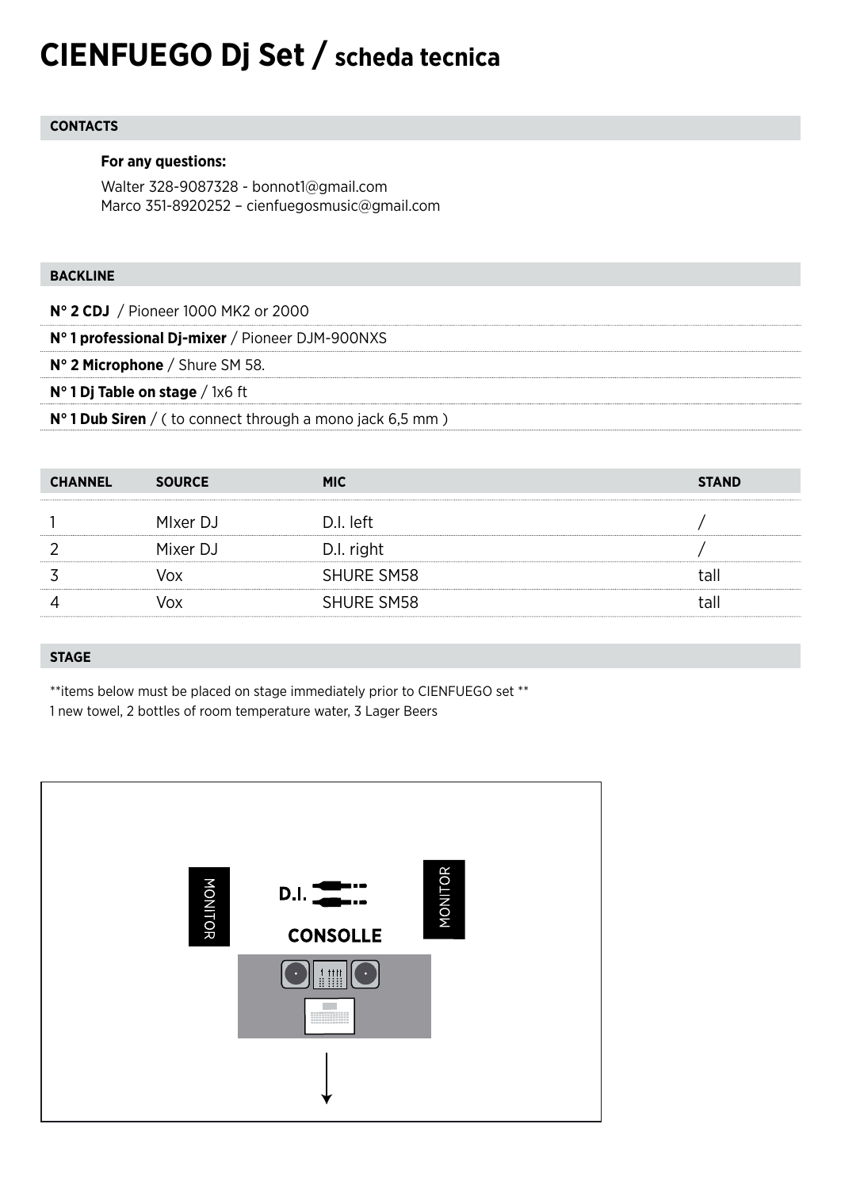# CIENFUEGO Dj Set / scheda tecnica

## CONTACTS

**For any questions:**

Walter 328-9087328 - bonnot1@gmail.com
Marco 351-8920252 – cienfuegosmusic@gmail.com

## BACKLINE

**N° 2 CDJ** / Pioneer 1000 MK2 or 2000

**N° 1 professional Dj-mixer** / Pioneer DJM-900NXS

**N° 2 Microphone** / Shure SM 58.

**N° 1 Dj Table on stage** / 1x6 ft

**N° 1 Dub Siren** / ( to connect through a mono jack 6,5 mm )

| CHANNEL | SOURCE | MIC | STAND |
|---|---|---|---|
| 1 | MIxer DJ | D.I. left | / |
| 2 | Mixer DJ | D.I. right | / |
| 3 | Vox | SHURE SM58 | tall |
| 4 | Vox | SHURE SM58 | tall |

## STAGE

**items below must be placed on stage immediately prior to CIENFUEGO set **
1 new towel, 2 bottles of room temperature water, 3 Lager Beers

MONITOR

D.I.

CONSOLLE

MONITOR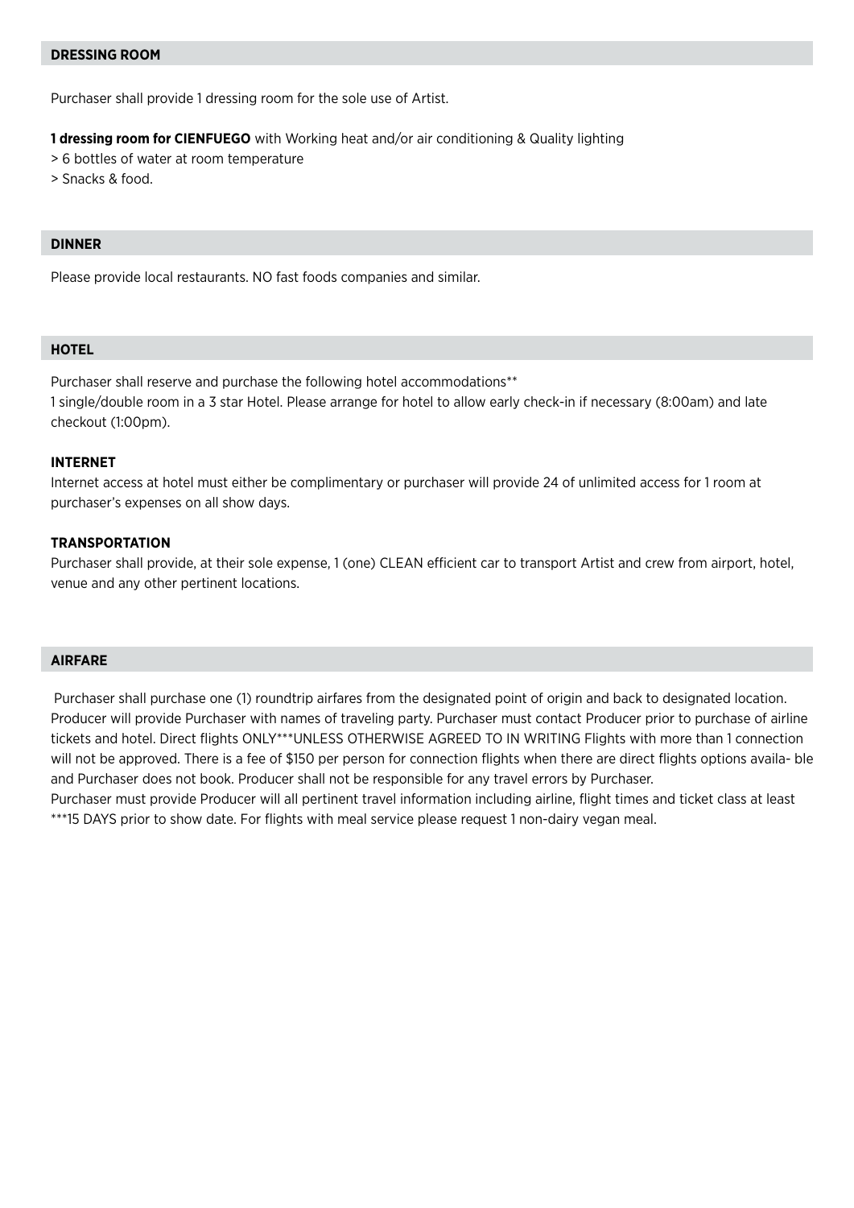## DRESSING ROOM

Purchaser shall provide 1 dressing room for the sole use of Artist.

**1 dressing room for CIENFUEGO** with Working heat and/or air conditioning & Quality lighting

> 6 bottles of water at room temperature

> Snacks & food.

## DINNER

Please provide local restaurants. NO fast foods companies and similar.

## HOTEL

Purchaser shall reserve and purchase the following hotel accommodations**

1 single/double room in a 3 star Hotel. Please arrange for hotel to allow early check-in if necessary (8:00am) and late checkout (1:00pm).

### INTERNET

Internet access at hotel must either be complimentary or purchaser will provide 24 of unlimited access for 1 room at purchaser's expenses on all show days.

### TRANSPORTATION

Purchaser shall provide, at their sole expense, 1 (one) CLEAN efficient car to transport Artist and crew from airport, hotel, venue and any other pertinent locations.

## AIRFARE

Purchaser shall purchase one (1) roundtrip airfares from the designated point of origin and back to designated location. Producer will provide Purchaser with names of traveling party. Purchaser must contact Producer prior to purchase of airline tickets and hotel. Direct flights ONLY***UNLESS OTHERWISE AGREED TO IN WRITING Flights with more than 1 connection will not be approved. There is a fee of $150 per person for connection flights when there are direct flights options availa- ble and Purchaser does not book. Producer shall not be responsible for any travel errors by Purchaser.

Purchaser must provide Producer will all pertinent travel information including airline, flight times and ticket class at least ***15 DAYS prior to show date. For flights with meal service please request 1 non-dairy vegan meal.